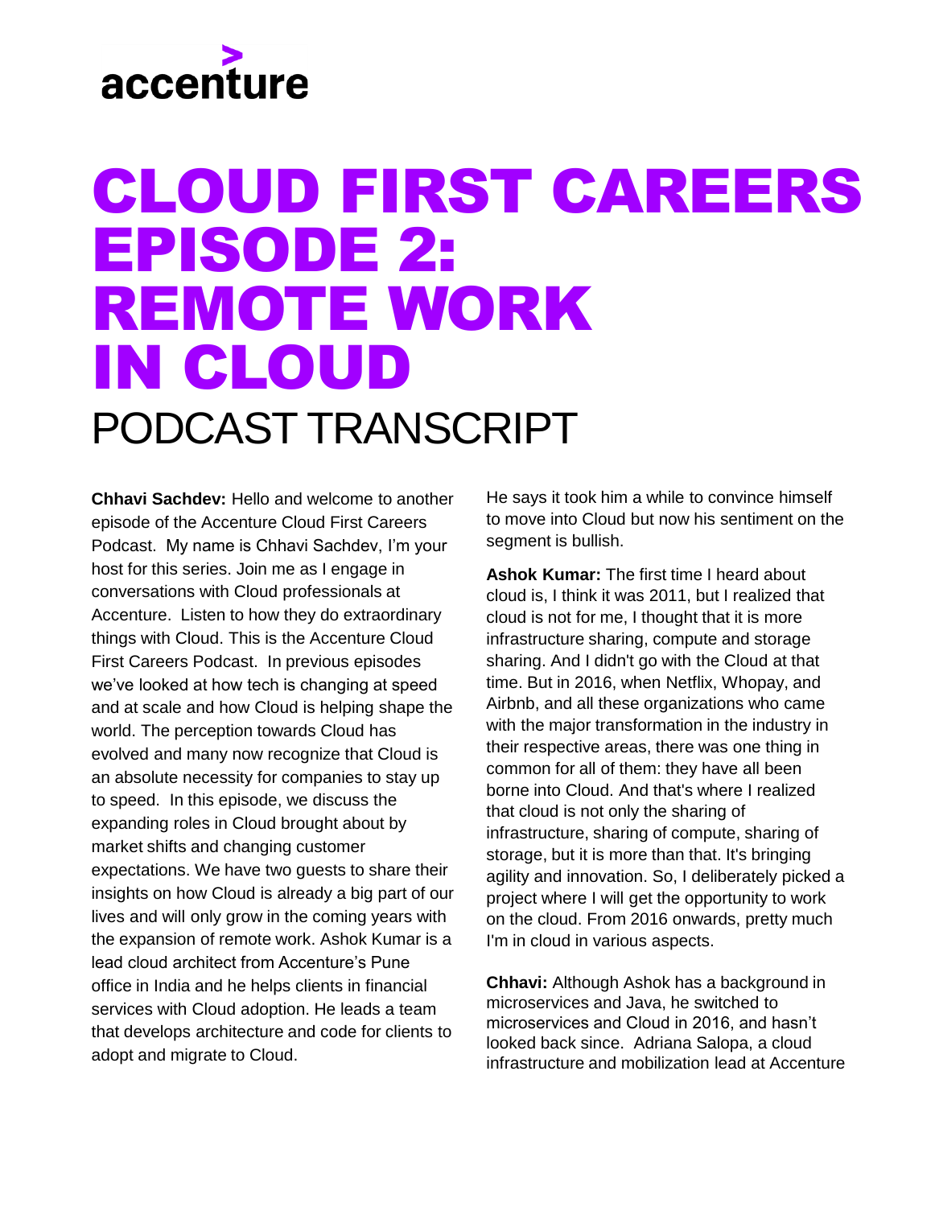# CLOUD FIRST CAREERS EPISODE 2: REMOTE WORK IN CLOUD

## PODCAST TRANSCRIPT

**Chhavi Sachdev:** Hello and welcome to another episode of the Accenture Cloud First Careers Podcast. My name is Chhavi Sachdev, I'm your host for this series. Join me as I engage in conversations with Cloud professionals at Accenture. Listen to how they do extraordinary things with Cloud. This is the Accenture Cloud First Careers Podcast. In previous episodes we've looked at how tech is changing at speed and at scale and how Cloud is helping shape the world. The perception towards Cloud has evolved and many now recognize that Cloud is an absolute necessity for companies to stay up to speed. In this episode, we discuss the expanding roles in Cloud brought about by market shifts and changing customer expectations. We have two guests to share their insights on how Cloud is already a big part of our lives and will only grow in the coming years with the expansion of remote work. Ashok Kumar is a lead cloud architect from Accenture's Pune office in India and he helps clients in financial services with Cloud adoption. He leads a team that develops architecture and code for clients to adopt and migrate to Cloud. He says it took him a while to convince himself to move into Cloud but now his sentiment on the segment is bullish.

**Ashok Kumar:** The first time I heard about cloud is, I think it was 2011, but I realized that cloud is not for me, I thought that it is more infrastructure sharing, compute and storage sharing. And I didn't go with the Cloud at that time. But in 2016, when Netflix, Whopay, and Airbnb, and all these organizations who came with the major transformation in the industry in their respective areas, there was one thing in common for all of them: they have all been borne into Cloud. And that's where I realized that cloud is not only the sharing of infrastructure, sharing of compute, sharing of storage, but it is more than that. It's bringing agility and innovation. So, I deliberately picked a project where I will get the opportunity to work on the cloud. From 2016 onwards, pretty much I'm in cloud in various aspects.

**Chhavi:** Although Ashok has a background in microservices and Java, he switched to microservices and Cloud in 2016, and hasn't looked back since. Adriana Salopa, a cloud infrastructure and mobilization lead at Accenture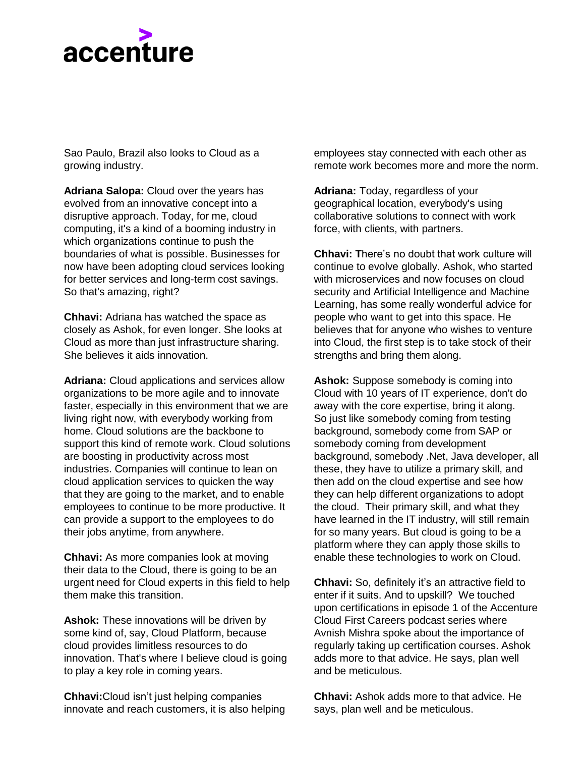Sao Paulo, Brazil also looks to Cloud as a growing industry.

**Adriana Salopa:** Cloud over the years has evolved from an innovative concept into a disruptive approach. Today, for me, cloud computing, it's a kind of a booming industry in which organizations continue to push the boundaries of what is possible. Businesses for now have been adopting cloud services looking for better services and long-term cost savings. So that's amazing, right?

**Chhavi:** Adriana has watched the space as closely as Ashok, for even longer. She looks at Cloud as more than just infrastructure sharing. She believes it aids innovation.

**Adriana:** Cloud applications and services allow organizations to be more agile and to innovate faster, especially in this environment that we are living right now, with everybody working from home. Cloud solutions are the backbone to support this kind of remote work. Cloud solutions are boosting in productivity across most industries. Companies will continue to lean on cloud application services to quicken the way that they are going to the market, and to enable employees to continue to be more productive. It can provide a support to the employees to do their jobs anytime, from anywhere.

**Chhavi:** As more companies look at moving their data to the Cloud, there is going to be an urgent need for Cloud experts in this field to help them make this transition.

**Ashok:** These innovations will be driven by some kind of, say, Cloud Platform, because cloud provides limitless resources to do innovation. That's where I believe cloud is going to play a key role in coming years.

**Chhavi:** Cloud isn't just helping companies innovate and reach customers, it is also helping employees stay connected with each other as remote work becomes more and more the norm.

**Adriana:** Today, regardless of your geographical location, everybody's using collaborative solutions to connect with work force, with clients, with partners.

**Chhavi: T**here's no doubt that work culture will continue to evolve globally. Ashok, who started with microservices and now focuses on cloud security and Artificial Intelligence and Machine Learning, has some really wonderful advice for people who want to get into this space. He believes that for anyone who wishes to venture into Cloud, the first step is to take stock of their strengths and bring them along.

**Ashok:** Suppose somebody is coming into Cloud with 10 years of IT experience, don't do away with the core expertise, bring it along. So just like somebody coming from testing background, somebody come from SAP or somebody coming from development background, somebody .Net, Java developer, all these, they have to utilize a primary skill, and then add on the cloud expertise and see how they can help different organizations to adopt the cloud. Their primary skill, and what they have learned in the IT industry, will still remain for so many years. But cloud is going to be a platform where they can apply those skills to enable these technologies to work on Cloud.

**Chhavi:** So, definitely it's an attractive field to enter if it suits. And to upskill? We touched upon certifications in episode 1 of the Accenture Cloud First Careers podcast series where Avnish Mishra spoke about the importance of regularly taking up certification courses. Ashok adds more to that advice. He says, plan well and be meticulous.

**Chhavi:** Ashok adds more to that advice. He says, plan well and be meticulous.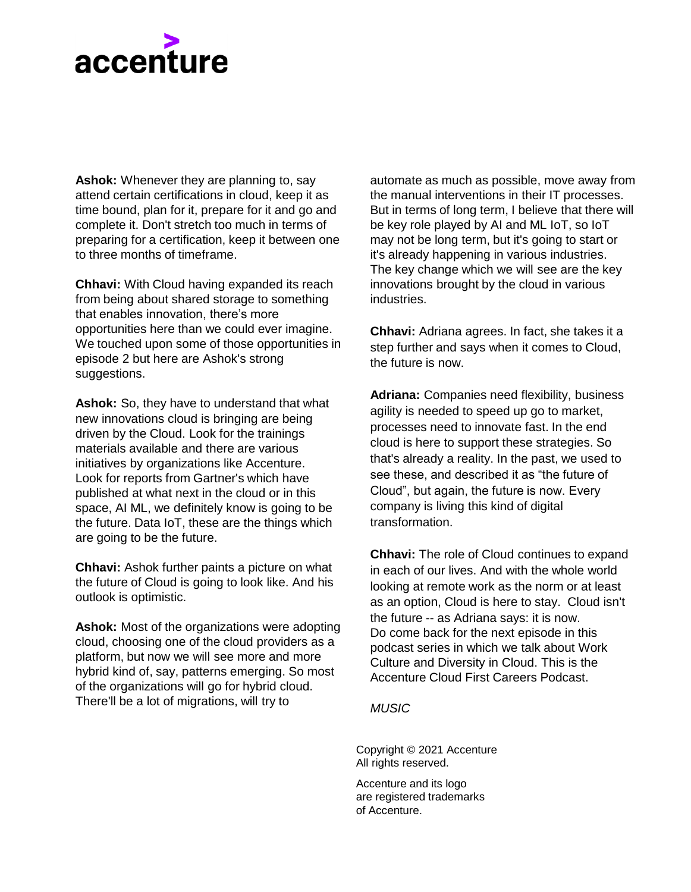**Ashok:** Whenever they are planning to, say attend certain certifications in cloud, keep it as time bound, plan for it, prepare for it and go and complete it. Don't stretch too much in terms of preparing for a certification, keep it between one to three months of timeframe.

**Chhavi:** With Cloud having expanded its reach from being about shared storage to something that enables innovation, there's more opportunities here than we could ever imagine. We touched upon some of those opportunities in episode 2 but here are Ashok's strong suggestions.

**Ashok:** So, they have to understand that what new innovations cloud is bringing are being driven by the Cloud. Look for the trainings materials available and there are various initiatives by organizations like Accenture. Look for reports from Gartner's which have published at what next in the cloud or in this space, AI ML, we definitely know is going to be the future. Data IoT, these are the things which are going to be the future.

**Chhavi:** Ashok further paints a picture on what the future of Cloud is going to look like. And his outlook is optimistic.

**Ashok:** Most of the organizations were adopting cloud, choosing one of the cloud providers as a platform, but now we will see more and more hybrid kind of, say, patterns emerging. So most of the organizations will go for hybrid cloud. There'll be a lot of migrations, will try to automate as much as possible, move away from the manual interventions in their IT processes. But in terms of long term, I believe that there will be key role played by AI and ML IoT, so IoT may not be long term, but it's going to start or it's already happening in various industries. The key change which we will see are the key innovations brought by the cloud in various industries.

**Chhavi:** Adriana agrees. In fact, she takes it a step further and says when it comes to Cloud, the future is now.

**Adriana:** Companies need flexibility, business agility is needed to speed up go to market, processes need to innovate fast. In the end cloud is here to support these strategies. So that's already a reality. In the past, we used to see these, and described it as "the future of Cloud", but again, the future is now. Every company is living this kind of digital transformation.

**Chhavi:** The role of Cloud continues to expand in each of our lives. And with the whole world looking at remote work as the norm or at least as an option, Cloud is here to stay. Cloud isn't the future -- as Adriana says: it is now. Do come back for the next episode in this podcast series in which we talk about Work Culture and Diversity in Cloud. This is the Accenture Cloud First Careers Podcast.

*MUSIC*

Copyright © 2021 Accenture
All rights reserved.

Accenture and its logo are registered trademarks of Accenture.